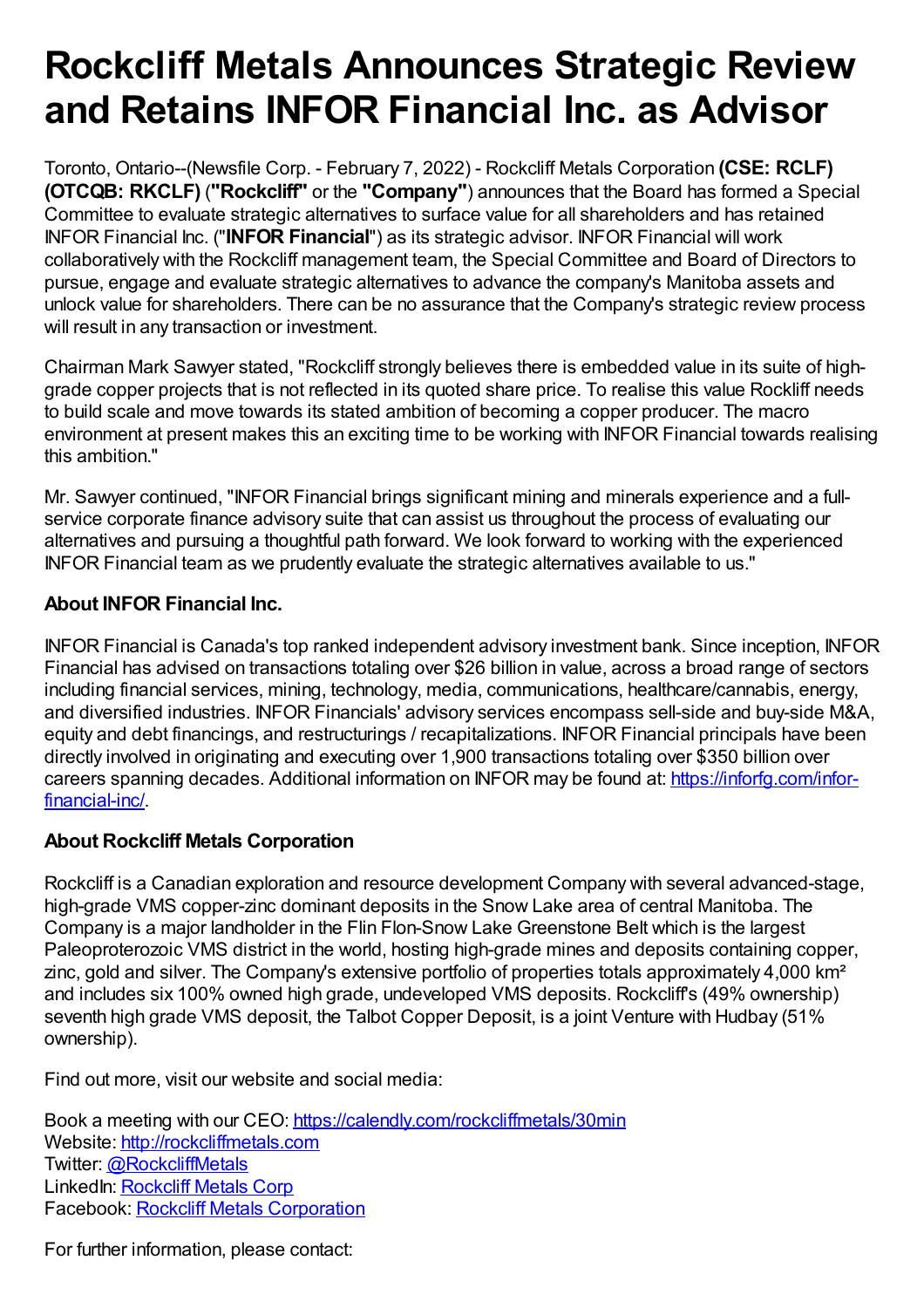# Rockcliff Metals Announces Strategic Review and Retains INFOR Financial Inc. as Advisor

Toronto, Ontario--(Newsfile Corp. - February 7, 2022) - Rockcliff Metals Corporation **(CSE: RCLF) (OTCQB: RKCLF)** (**"Rockcliff"** or the **"Company"**) announces that the Board has formed a Special Committee to evaluate strategic alternatives to surface value for all shareholders and has retained INFOR Financial Inc. ("**INFOR Financial**") as its strategic advisor. INFOR Financial will work collaboratively with the Rockcliff management team, the Special Committee and Board of Directors to pursue, engage and evaluate strategic alternatives to advance the company's Manitoba assets and unlock value for shareholders. There can be no assurance that the Company's strategic review process will result in any transaction or investment.

Chairman Mark Sawyer stated, "Rockcliff strongly believes there is embedded value in its suite of high-grade copper projects that is not reflected in its quoted share price. To realise this value Rockliff needs to build scale and move towards its stated ambition of becoming a copper producer. The macro environment at present makes this an exciting time to be working with INFOR Financial towards realising this ambition."

Mr. Sawyer continued, "INFOR Financial brings significant mining and minerals experience and a full-service corporate finance advisory suite that can assist us throughout the process of evaluating our alternatives and pursuing a thoughtful path forward. We look forward to working with the experienced INFOR Financial team as we prudently evaluate the strategic alternatives available to us."

### About INFOR Financial Inc.

INFOR Financial is Canada's top ranked independent advisory investment bank. Since inception, INFOR Financial has advised on transactions totaling over $26 billion in value, across a broad range of sectors including financial services, mining, technology, media, communications, healthcare/cannabis, energy, and diversified industries. INFOR Financials' advisory services encompass sell-side and buy-side M&A, equity and debt financings, and restructurings / recapitalizations. INFOR Financial principals have been directly involved in originating and executing over 1,900 transactions totaling over $350 billion over careers spanning decades. Additional information on INFOR may be found at: [https://inforfg.com/infor-financial-inc/](https://inforfg.com/infor-financial-inc/).

### About Rockcliff Metals Corporation

Rockcliff is a Canadian exploration and resource development Company with several advanced-stage, high-grade VMS copper-zinc dominant deposits in the Snow Lake area of central Manitoba. The Company is a major landholder in the Flin Flon-Snow Lake Greenstone Belt which is the largest Paleoproterozoic VMS district in the world, hosting high-grade mines and deposits containing copper, zinc, gold and silver. The Company's extensive portfolio of properties totals approximately 4,000 km² and includes six 100% owned high grade, undeveloped VMS deposits. Rockcliff's (49% ownership) seventh high grade VMS deposit, the Talbot Copper Deposit, is a joint Venture with Hudbay (51% ownership).

Find out more, visit our website and social media:

Book a meeting with our CEO: [https://calendly.com/rockcliffmetals/30min](https://calendly.com/rockcliffmetals/30min)
Website: [http://rockcliffmetals.com](http://rockcliffmetals.com)
Twitter: [@RockcliffMetals](@RockcliffMetals)
LinkedIn: [Rockcliff Metals Corp](Rockcliff Metals Corp)
Facebook: [Rockcliff Metals Corporation](Rockcliff Metals Corporation)

For further information, please contact: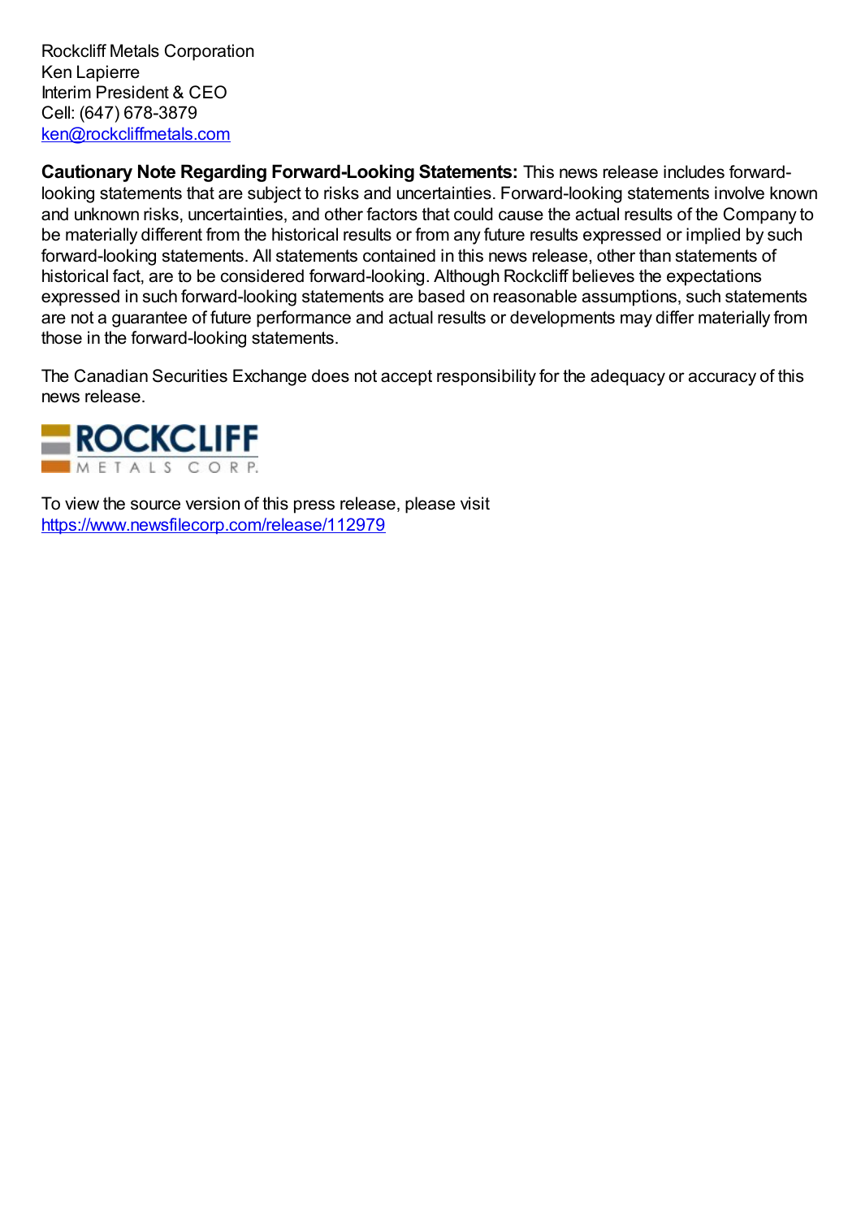Rockcliff Metals Corporation
Ken Lapierre
Interim President & CEO
Cell: (647) 678-3879
ken@rockcliffmetals.com

**Cautionary Note Regarding Forward-Looking Statements:** This news release includes forward-looking statements that are subject to risks and uncertainties. Forward-looking statements involve known and unknown risks, uncertainties, and other factors that could cause the actual results of the Company to be materially different from the historical results or from any future results expressed or implied by such forward-looking statements. All statements contained in this news release, other than statements of historical fact, are to be considered forward-looking. Although Rockcliff believes the expectations expressed in such forward-looking statements are based on reasonable assumptions, such statements are not a guarantee of future performance and actual results or developments may differ materially from those in the forward-looking statements.

The Canadian Securities Exchange does not accept responsibility for the adequacy or accuracy of this news release.

ROCKCLIFF
METALS CORP.

To view the source version of this press release, please visit https://www.newsfilecorp.com/release/112979